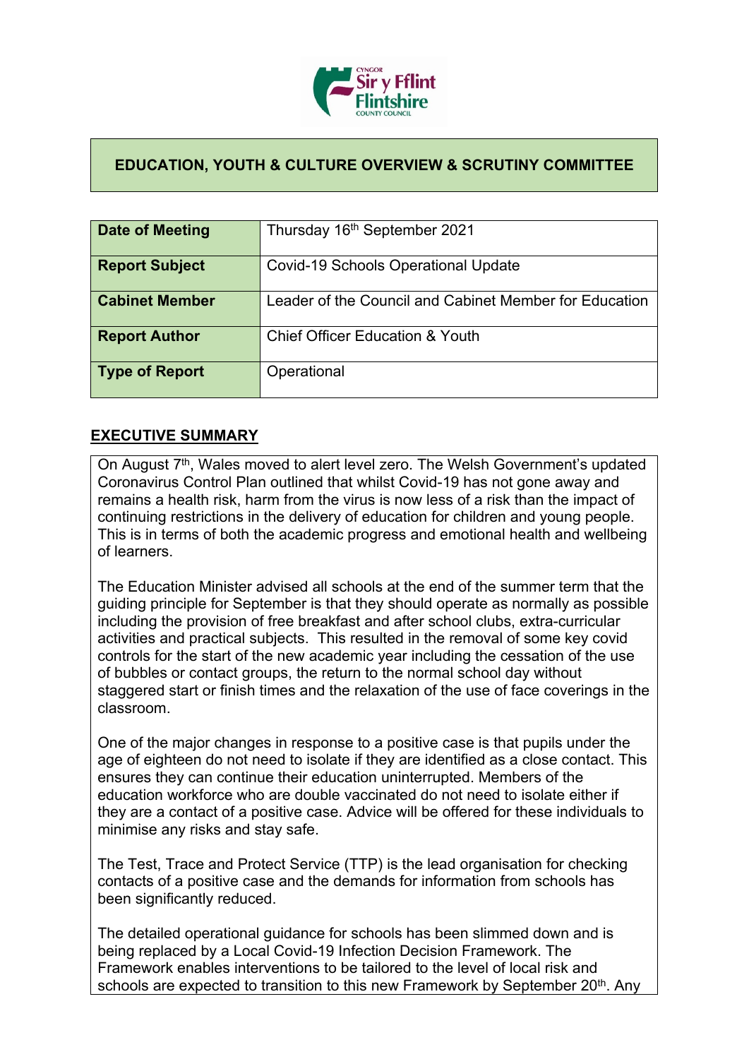## EDUCATION, YOUTH & CULTURE OVERVIEW & SCRUTINY COMMITTEE

| | |
|---|---|
| **Date of Meeting** | Thursday 16th September 2021 |
| **Report Subject** | Covid-19 Schools Operational Update |
| **Cabinet Member** | Leader of the Council and Cabinet Member for Education |
| **Report Author** | Chief Officer Education & Youth |
| **Type of Report** | Operational |

## EXECUTIVE SUMMARY

On August 7th, Wales moved to alert level zero. The Welsh Government's updated Coronavirus Control Plan outlined that whilst Covid-19 has not gone away and remains a health risk, harm from the virus is now less of a risk than the impact of continuing restrictions in the delivery of education for children and young people. This is in terms of both the academic progress and emotional health and wellbeing of learners.

The Education Minister advised all schools at the end of the summer term that the guiding principle for September is that they should operate as normally as possible including the provision of free breakfast and after school clubs, extra-curricular activities and practical subjects. This resulted in the removal of some key covid controls for the start of the new academic year including the cessation of the use of bubbles or contact groups, the return to the normal school day without staggered start or finish times and the relaxation of the use of face coverings in the classroom.

One of the major changes in response to a positive case is that pupils under the age of eighteen do not need to isolate if they are identified as a close contact. This ensures they can continue their education uninterrupted. Members of the education workforce who are double vaccinated do not need to isolate either if they are a contact of a positive case. Advice will be offered for these individuals to minimise any risks and stay safe.

The Test, Trace and Protect Service (TTP) is the lead organisation for checking contacts of a positive case and the demands for information from schools has been significantly reduced.

The detailed operational guidance for schools has been slimmed down and is being replaced by a Local Covid-19 Infection Decision Framework. The Framework enables interventions to be tailored to the level of local risk and schools are expected to transition to this new Framework by September 20th. Any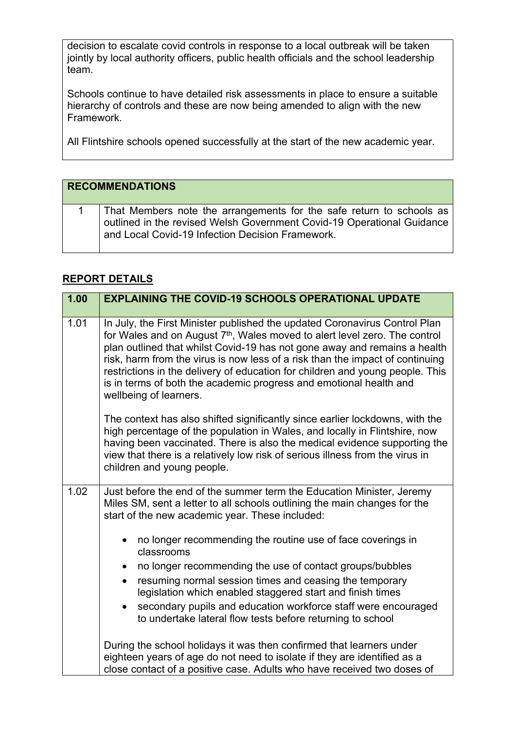decision to escalate covid controls in response to a local outbreak will be taken jointly by local authority officers, public health officials and the school leadership team.

Schools continue to have detailed risk assessments in place to ensure a suitable hierarchy of controls and these are now being amended to align with the new Framework.

All Flintshire schools opened successfully at the start of the new academic year.

| **RECOMMENDATIONS** | |
|---|---|
| 1 | That Members note the arrangements for the safe return to schools as outlined in the revised Welsh Government Covid-19 Operational Guidance and Local Covid-19 Infection Decision Framework. |

## REPORT DETAILS

| **1.00** | **EXPLAINING THE COVID-19 SCHOOLS OPERATIONAL UPDATE** |
|---|---|
| 1.01 | In July, the First Minister published the updated Coronavirus Control Plan for Wales and on August 7th, Wales moved to alert level zero. The control plan outlined that whilst Covid-19 has not gone away and remains a health risk, harm from the virus is now less of a risk than the impact of continuing restrictions in the delivery of education for children and young people. This is in terms of both the academic progress and emotional health and wellbeing of learners.<br><br>The context has also shifted significantly since earlier lockdowns, with the high percentage of the population in Wales, and locally in Flintshire, now having been vaccinated. There is also the medical evidence supporting the view that there is a relatively low risk of serious illness from the virus in children and young people. |
| 1.02 | Just before the end of the summer term the Education Minister, Jeremy Miles SM, sent a letter to all schools outlining the main changes for the start of the new academic year. These included:<br><br>• no longer recommending the routine use of face coverings in classrooms<br>• no longer recommending the use of contact groups/bubbles<br>• resuming normal session times and ceasing the temporary legislation which enabled staggered start and finish times<br>• secondary pupils and education workforce staff were encouraged to undertake lateral flow tests before returning to school<br><br>During the school holidays it was then confirmed that learners under eighteen years of age do not need to isolate if they are identified as a close contact of a positive case. Adults who have received two doses of |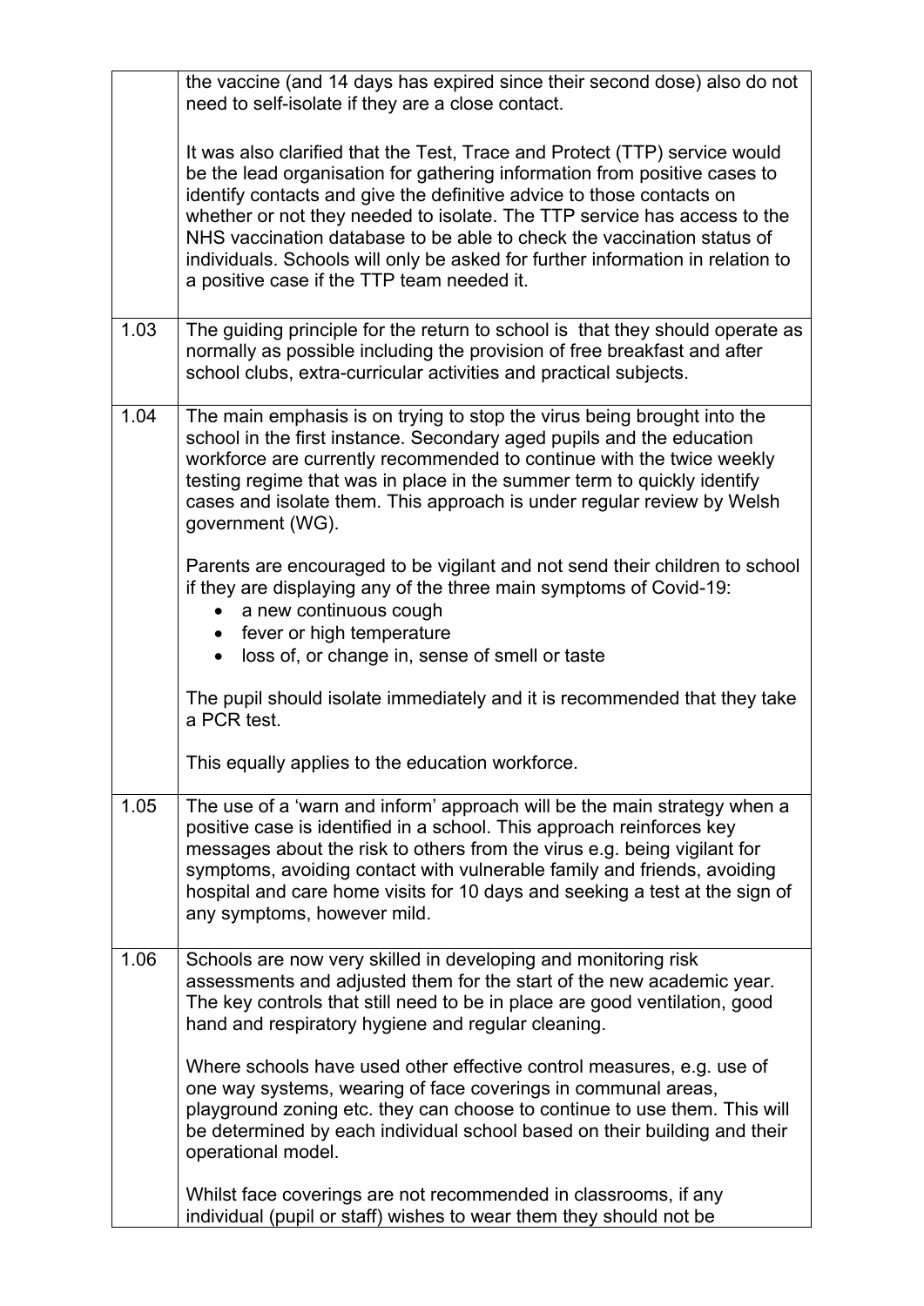| | |
|---|---|
| | the vaccine (and 14 days has expired since their second dose) also do not need to self-isolate if they are a close contact.<br><br>It was also clarified that the Test, Trace and Protect (TTP) service would be the lead organisation for gathering information from positive cases to identify contacts and give the definitive advice to those contacts on whether or not they needed to isolate. The TTP service has access to the NHS vaccination database to be able to check the vaccination status of individuals. Schools will only be asked for further information in relation to a positive case if the TTP team needed it. |
| 1.03 | The guiding principle for the return to school is that they should operate as normally as possible including the provision of free breakfast and after school clubs, extra-curricular activities and practical subjects. |
| 1.04 | The main emphasis is on trying to stop the virus being brought into the school in the first instance. Secondary aged pupils and the education workforce are currently recommended to continue with the twice weekly testing regime that was in place in the summer term to quickly identify cases and isolate them. This approach is under regular review by Welsh government (WG).<br><br>Parents are encouraged to be vigilant and not send their children to school if they are displaying any of the three main symptoms of Covid-19:<br>• a new continuous cough<br>• fever or high temperature<br>• loss of, or change in, sense of smell or taste<br><br>The pupil should isolate immediately and it is recommended that they take a PCR test.<br><br>This equally applies to the education workforce. |
| 1.05 | The use of a 'warn and inform' approach will be the main strategy when a positive case is identified in a school. This approach reinforces key messages about the risk to others from the virus e.g. being vigilant for symptoms, avoiding contact with vulnerable family and friends, avoiding hospital and care home visits for 10 days and seeking a test at the sign of any symptoms, however mild. |
| 1.06 | Schools are now very skilled in developing and monitoring risk assessments and adjusted them for the start of the new academic year. The key controls that still need to be in place are good ventilation, good hand and respiratory hygiene and regular cleaning.<br><br>Where schools have used other effective control measures, e.g. use of one way systems, wearing of face coverings in communal areas, playground zoning etc. they can choose to continue to use them. This will be determined by each individual school based on their building and their operational model.<br><br>Whilst face coverings are not recommended in classrooms, if any individual (pupil or staff) wishes to wear them they should not be |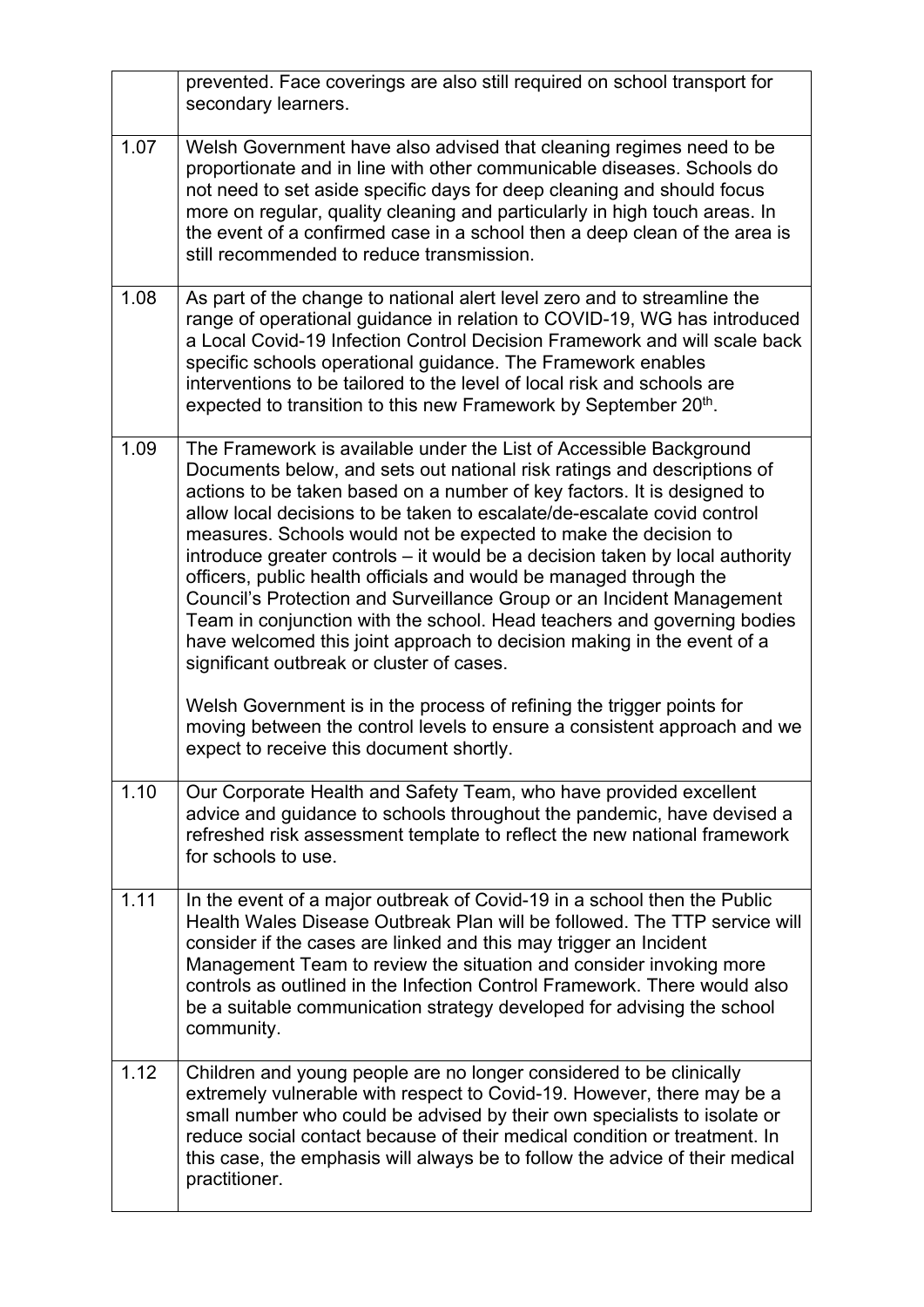| | |
|---|---|
| | prevented. Face coverings are also still required on school transport for secondary learners. |
| 1.07 | Welsh Government have also advised that cleaning regimes need to be proportionate and in line with other communicable diseases. Schools do not need to set aside specific days for deep cleaning and should focus more on regular, quality cleaning and particularly in high touch areas. In the event of a confirmed case in a school then a deep clean of the area is still recommended to reduce transmission. |
| 1.08 | As part of the change to national alert level zero and to streamline the range of operational guidance in relation to COVID-19, WG has introduced a Local Covid-19 Infection Control Decision Framework and will scale back specific schools operational guidance. The Framework enables interventions to be tailored to the level of local risk and schools are expected to transition to this new Framework by September 20th. |
| 1.09 | The Framework is available under the List of Accessible Background Documents below, and sets out national risk ratings and descriptions of actions to be taken based on a number of key factors. It is designed to allow local decisions to be taken to escalate/de-escalate covid control measures. Schools would not be expected to make the decision to introduce greater controls – it would be a decision taken by local authority officers, public health officials and would be managed through the Council's Protection and Surveillance Group or an Incident Management Team in conjunction with the school. Head teachers and governing bodies have welcomed this joint approach to decision making in the event of a significant outbreak or cluster of cases.<br><br>Welsh Government is in the process of refining the trigger points for moving between the control levels to ensure a consistent approach and we expect to receive this document shortly. |
| 1.10 | Our Corporate Health and Safety Team, who have provided excellent advice and guidance to schools throughout the pandemic, have devised a refreshed risk assessment template to reflect the new national framework for schools to use. |
| 1.11 | In the event of a major outbreak of Covid-19 in a school then the Public Health Wales Disease Outbreak Plan will be followed. The TTP service will consider if the cases are linked and this may trigger an Incident Management Team to review the situation and consider invoking more controls as outlined in the Infection Control Framework. There would also be a suitable communication strategy developed for advising the school community. |
| 1.12 | Children and young people are no longer considered to be clinically extremely vulnerable with respect to Covid-19. However, there may be a small number who could be advised by their own specialists to isolate or reduce social contact because of their medical condition or treatment. In this case, the emphasis will always be to follow the advice of their medical practitioner. |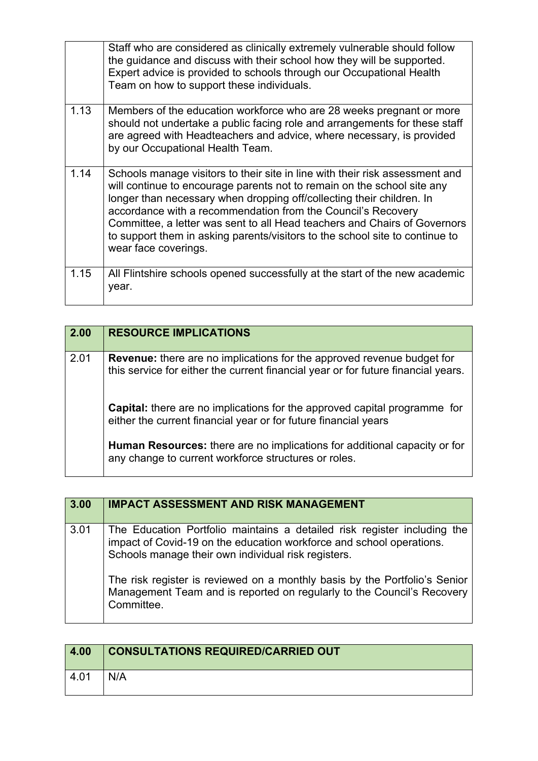|  |  |
| --- | --- |
|  | Staff who are considered as clinically extremely vulnerable should follow the guidance and discuss with their school how they will be supported. Expert advice is provided to schools through our Occupational Health Team on how to support these individuals. |
| 1.13 | Members of the education workforce who are 28 weeks pregnant or more should not undertake a public facing role and arrangements for these staff are agreed with Headteachers and advice, where necessary, is provided by our Occupational Health Team. |
| 1.14 | Schools manage visitors to their site in line with their risk assessment and will continue to encourage parents not to remain on the school site any longer than necessary when dropping off/collecting their children. In accordance with a recommendation from the Council's Recovery Committee, a letter was sent to all Head teachers and Chairs of Governors to support them in asking parents/visitors to the school site to continue to wear face coverings. |
| 1.15 | All Flintshire schools opened successfully at the start of the new academic year. |

| 2.00 | RESOURCE IMPLICATIONS |
| --- | --- |
| 2.01 | **Revenue:** there are no implications for the approved revenue budget for this service for either the current financial year or for future financial years.<br><br>**Capital:** there are no implications for the approved capital programme for either the current financial year or for future financial years<br><br>**Human Resources:** there are no implications for additional capacity or for any change to current workforce structures or roles. |

| 3.00 | IMPACT ASSESSMENT AND RISK MANAGEMENT |
| --- | --- |
| 3.01 | The Education Portfolio maintains a detailed risk register including the impact of Covid-19 on the education workforce and school operations. Schools manage their own individual risk registers.<br><br>The risk register is reviewed on a monthly basis by the Portfolio's Senior Management Team and is reported on regularly to the Council's Recovery Committee. |

| 4.00 | CONSULTATIONS REQUIRED/CARRIED OUT |
| --- | --- |
| 4.01 | N/A |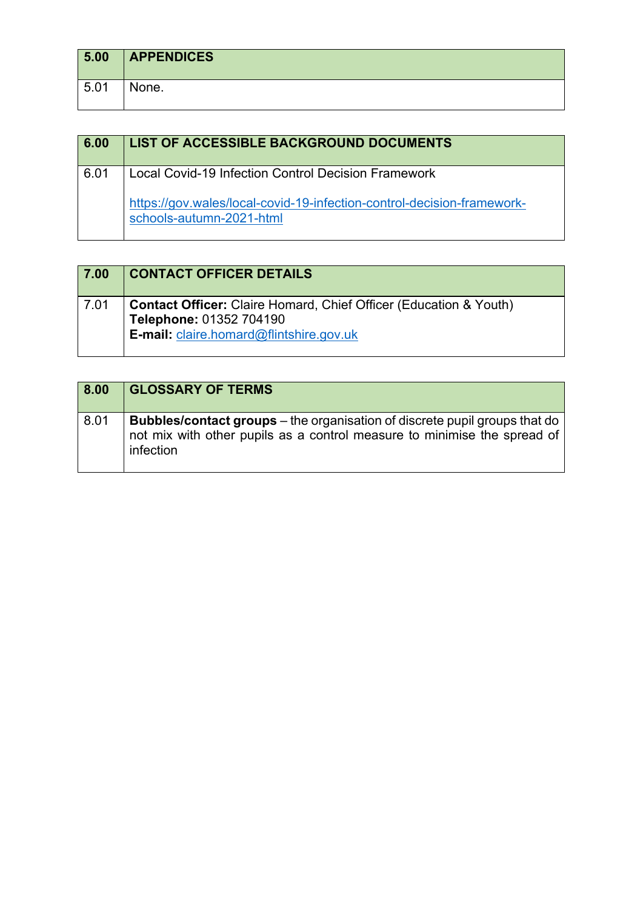| 5.00 | APPENDICES |
| --- | --- |
| 5.01 | None. |

| 6.00 | LIST OF ACCESSIBLE BACKGROUND DOCUMENTS |
| --- | --- |
| 6.01 | Local Covid-19 Infection Control Decision Framework<br><br>https://gov.wales/local-covid-19-infection-control-decision-framework-schools-autumn-2021-html |

| 7.00 | CONTACT OFFICER DETAILS |
| --- | --- |
| 7.01 | **Contact Officer:** Claire Homard, Chief Officer (Education & Youth)<br>**Telephone:** 01352 704190<br>**E-mail:** claire.homard@flintshire.gov.uk |

| 8.00 | GLOSSARY OF TERMS |
| --- | --- |
| 8.01 | **Bubbles/contact groups** – the organisation of discrete pupil groups that do not mix with other pupils as a control measure to minimise the spread of infection |